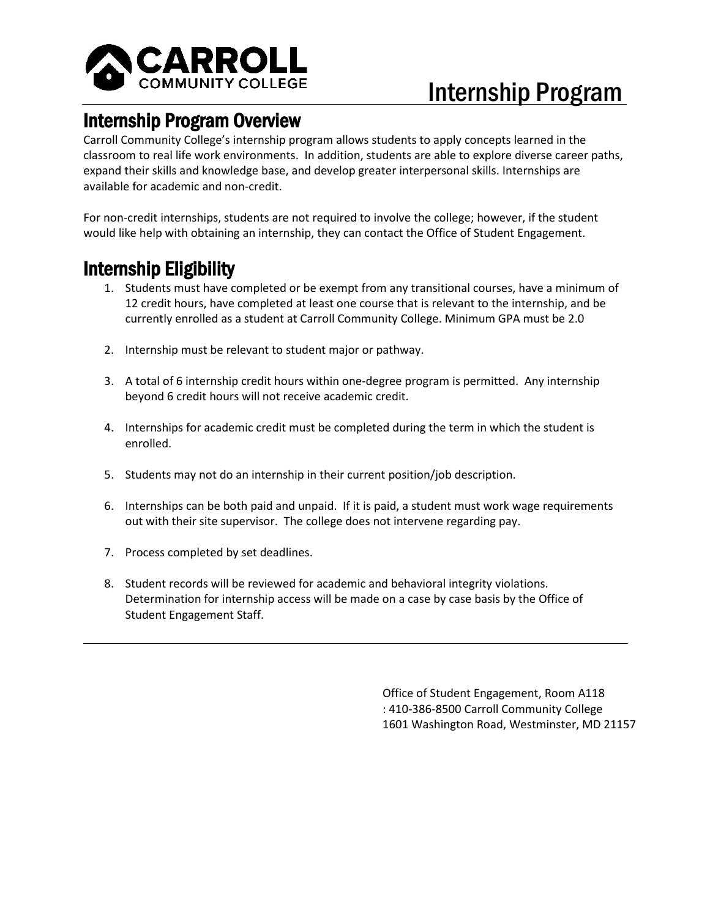# Internship Program

## Internship Program Overview

Carroll Community College's internship program allows students to apply concepts learned in the classroom to real life work environments. In addition, students are able to explore diverse career paths, expand their skills and knowledge base, and develop greater interpersonal skills. Internships are available for academic and non-credit.

For non-credit internships, students are not required to involve the college; however, if the student would like help with obtaining an internship, they can contact the Office of Student Engagement.

## Internship Eligibility

1. Students must have completed or be exempt from any transitional courses, have a minimum of 12 credit hours, have completed at least one course that is relevant to the internship, and be currently enrolled as a student at Carroll Community College. Minimum GPA must be 2.0

2. Internship must be relevant to student major or pathway.

3. A total of 6 internship credit hours within one-degree program is permitted. Any internship beyond 6 credit hours will not receive academic credit.

4. Internships for academic credit must be completed during the term in which the student is enrolled.

5. Students may not do an internship in their current position/job description.

6. Internships can be both paid and unpaid. If it is paid, a student must work wage requirements out with their site supervisor. The college does not intervene regarding pay.

7. Process completed by set deadlines.

8. Student records will be reviewed for academic and behavioral integrity violations. Determination for internship access will be made on a case by case basis by the Office of Student Engagement Staff.

---

Office of Student Engagement, Room A118
: 410-386-8500 Carroll Community College
1601 Washington Road, Westminster, MD 21157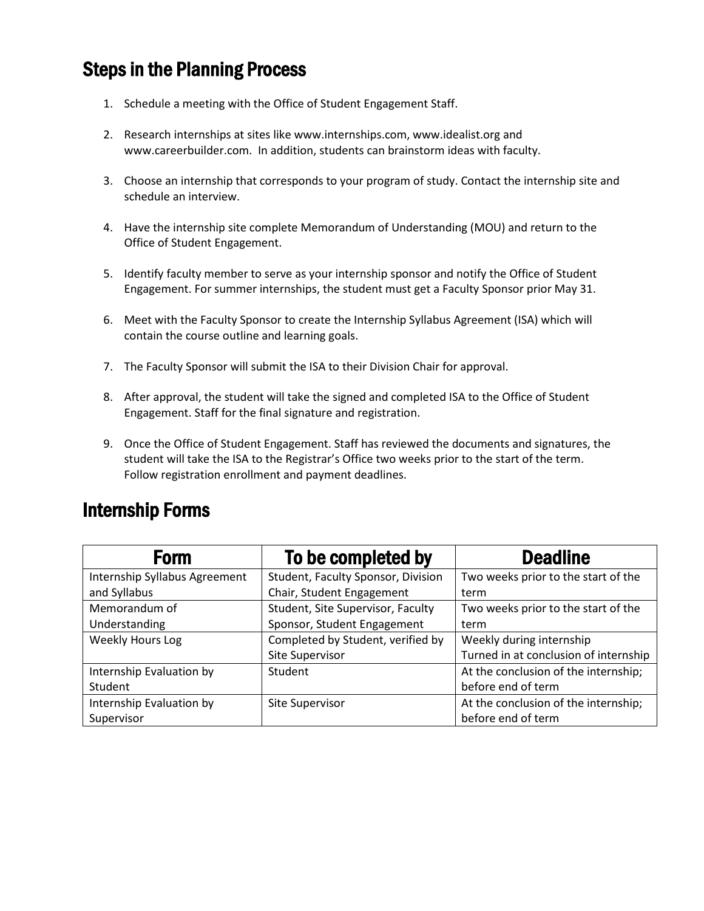## Steps in the Planning Process

1. Schedule a meeting with the Office of Student Engagement Staff.

2. Research internships at sites like www.internships.com, www.idealist.org and www.careerbuilder.com. In addition, students can brainstorm ideas with faculty.

3. Choose an internship that corresponds to your program of study. Contact the internship site and schedule an interview.

4. Have the internship site complete Memorandum of Understanding (MOU) and return to the Office of Student Engagement.

5. Identify faculty member to serve as your internship sponsor and notify the Office of Student Engagement. For summer internships, the student must get a Faculty Sponsor prior May 31.

6. Meet with the Faculty Sponsor to create the Internship Syllabus Agreement (ISA) which will contain the course outline and learning goals.

7. The Faculty Sponsor will submit the ISA to their Division Chair for approval.

8. After approval, the student will take the signed and completed ISA to the Office of Student Engagement. Staff for the final signature and registration.

9. Once the Office of Student Engagement. Staff has reviewed the documents and signatures, the student will take the ISA to the Registrar's Office two weeks prior to the start of the term. Follow registration enrollment and payment deadlines.

## Internship Forms

| Form | To be completed by | Deadline |
|---|---|---|
| Internship Syllabus Agreement and Syllabus | Student, Faculty Sponsor, Division Chair, Student Engagement | Two weeks prior to the start of the term |
| Memorandum of Understanding | Student, Site Supervisor, Faculty Sponsor, Student Engagement | Two weeks prior to the start of the term |
| Weekly Hours Log | Completed by Student, verified by Site Supervisor | Weekly during internship Turned in at conclusion of internship |
| Internship Evaluation by Student | Student | At the conclusion of the internship; before end of term |
| Internship Evaluation by Supervisor | Site Supervisor | At the conclusion of the internship; before end of term |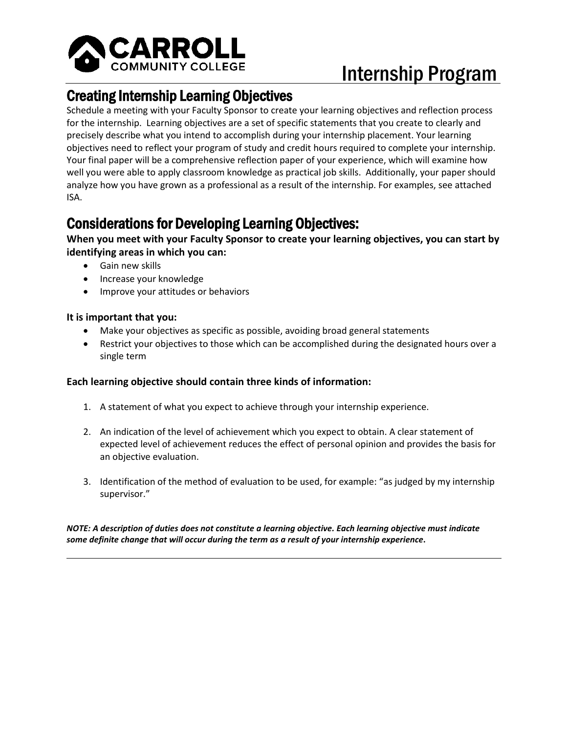# Internship Program

## Creating Internship Learning Objectives

Schedule a meeting with your Faculty Sponsor to create your learning objectives and reflection process for the internship. Learning objectives are a set of specific statements that you create to clearly and precisely describe what you intend to accomplish during your internship placement. Your learning objectives need to reflect your program of study and credit hours required to complete your internship. Your final paper will be a comprehensive reflection paper of your experience, which will examine how well you were able to apply classroom knowledge as practical job skills. Additionally, your paper should analyze how you have grown as a professional as a result of the internship. For examples, see attached ISA.

## Considerations for Developing Learning Objectives:

**When you meet with your Faculty Sponsor to create your learning objectives, you can start by identifying areas in which you can:**

- Gain new skills
- Increase your knowledge
- Improve your attitudes or behaviors

**It is important that you:**

- Make your objectives as specific as possible, avoiding broad general statements
- Restrict your objectives to those which can be accomplished during the designated hours over a single term

**Each learning objective should contain three kinds of information:**

1. A statement of what you expect to achieve through your internship experience.
2. An indication of the level of achievement which you expect to obtain. A clear statement of expected level of achievement reduces the effect of personal opinion and provides the basis for an objective evaluation.
3. Identification of the method of evaluation to be used, for example: "as judged by my internship supervisor."

***NOTE: A description of duties does not constitute a learning objective. Each learning objective must indicate some definite change that will occur during the term as a result of your internship experience.***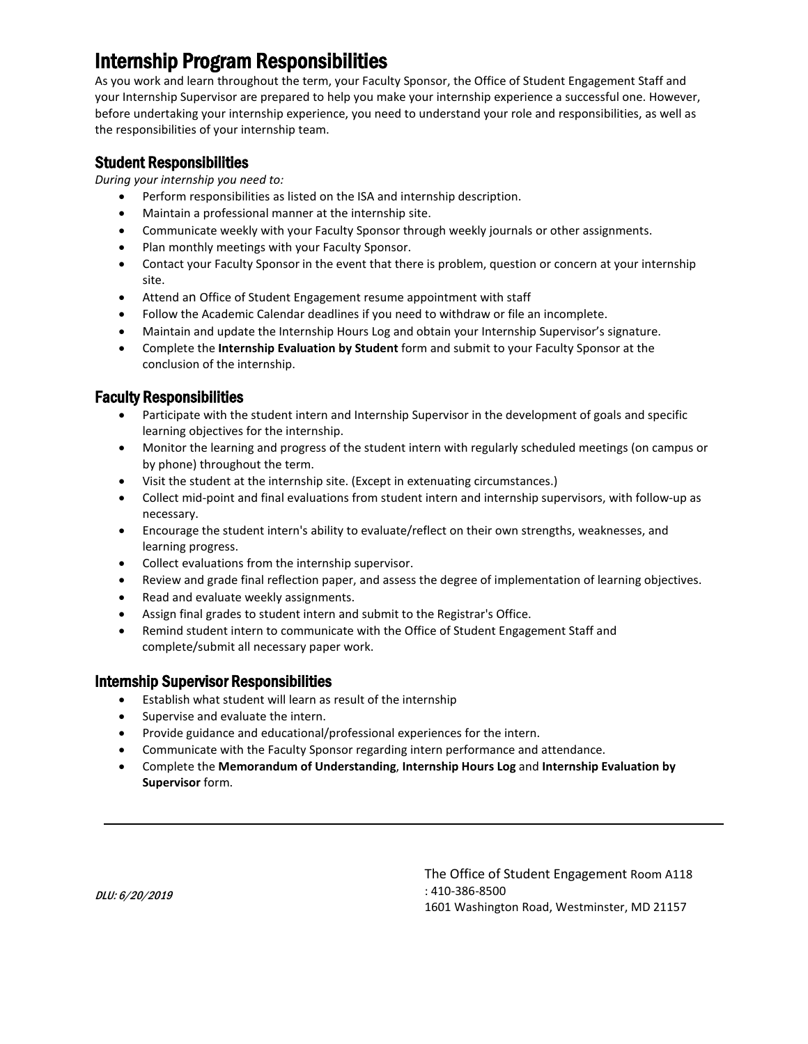# Internship Program Responsibilities

As you work and learn throughout the term, your Faculty Sponsor, the Office of Student Engagement Staff and your Internship Supervisor are prepared to help you make your internship experience a successful one. However, before undertaking your internship experience, you need to understand your role and responsibilities, as well as the responsibilities of your internship team.

## Student Responsibilities

*During your internship you need to:*

- Perform responsibilities as listed on the ISA and internship description.
- Maintain a professional manner at the internship site.
- Communicate weekly with your Faculty Sponsor through weekly journals or other assignments.
- Plan monthly meetings with your Faculty Sponsor.
- Contact your Faculty Sponsor in the event that there is problem, question or concern at your internship site.
- Attend an Office of Student Engagement resume appointment with staff
- Follow the Academic Calendar deadlines if you need to withdraw or file an incomplete.
- Maintain and update the Internship Hours Log and obtain your Internship Supervisor's signature.
- Complete the **Internship Evaluation by Student** form and submit to your Faculty Sponsor at the conclusion of the internship.

## Faculty Responsibilities

- Participate with the student intern and Internship Supervisor in the development of goals and specific learning objectives for the internship.
- Monitor the learning and progress of the student intern with regularly scheduled meetings (on campus or by phone) throughout the term.
- Visit the student at the internship site. (Except in extenuating circumstances.)
- Collect mid-point and final evaluations from student intern and internship supervisors, with follow-up as necessary.
- Encourage the student intern's ability to evaluate/reflect on their own strengths, weaknesses, and learning progress.
- Collect evaluations from the internship supervisor.
- Review and grade final reflection paper, and assess the degree of implementation of learning objectives.
- Read and evaluate weekly assignments.
- Assign final grades to student intern and submit to the Registrar's Office.
- Remind student intern to communicate with the Office of Student Engagement Staff and complete/submit all necessary paper work.

## Internship Supervisor Responsibilities

- Establish what student will learn as result of the internship
- Supervise and evaluate the intern.
- Provide guidance and educational/professional experiences for the intern.
- Communicate with the Faculty Sponsor regarding intern performance and attendance.
- Complete the **Memorandum of Understanding**, **Internship Hours Log** and **Internship Evaluation by Supervisor** form.

---

*DLU: 6/20/2019*

The Office of Student Engagement Room A118
: 410-386-8500
1601 Washington Road, Westminster, MD 21157